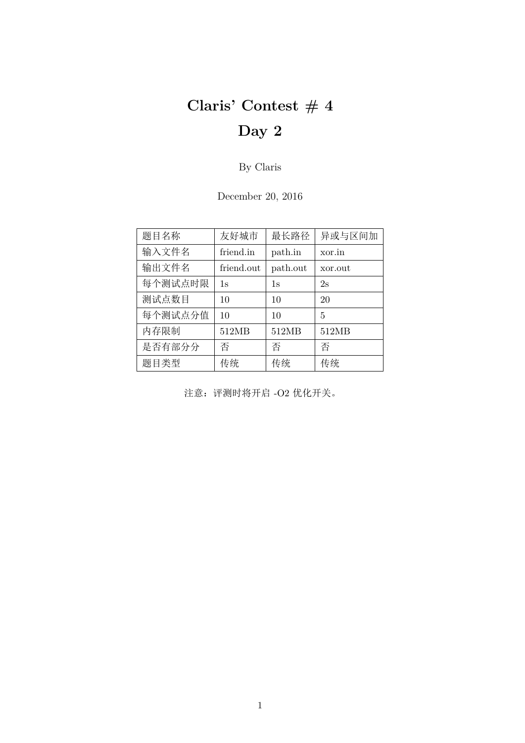# Claris' Contest # 4
# Day 2

By Claris

December 20, 2016

| 题目名称 | 友好城市 | 最长路径 | 异或与区间加 |
|---|---|---|---|
| 输入文件名 | friend.in | path.in | xor.in |
| 输出文件名 | friend.out | path.out | xor.out |
| 每个测试点时限 | 1s | 1s | 2s |
| 测试点数目 | 10 | 10 | 20 |
| 每个测试点分值 | 10 | 10 | 5 |
| 内存限制 | 512MB | 512MB | 512MB |
| 是否有部分分 | 否 | 否 | 否 |
| 题目类型 | 传统 | 传统 | 传统 |

注意：评测时将开启 -O2 优化开关。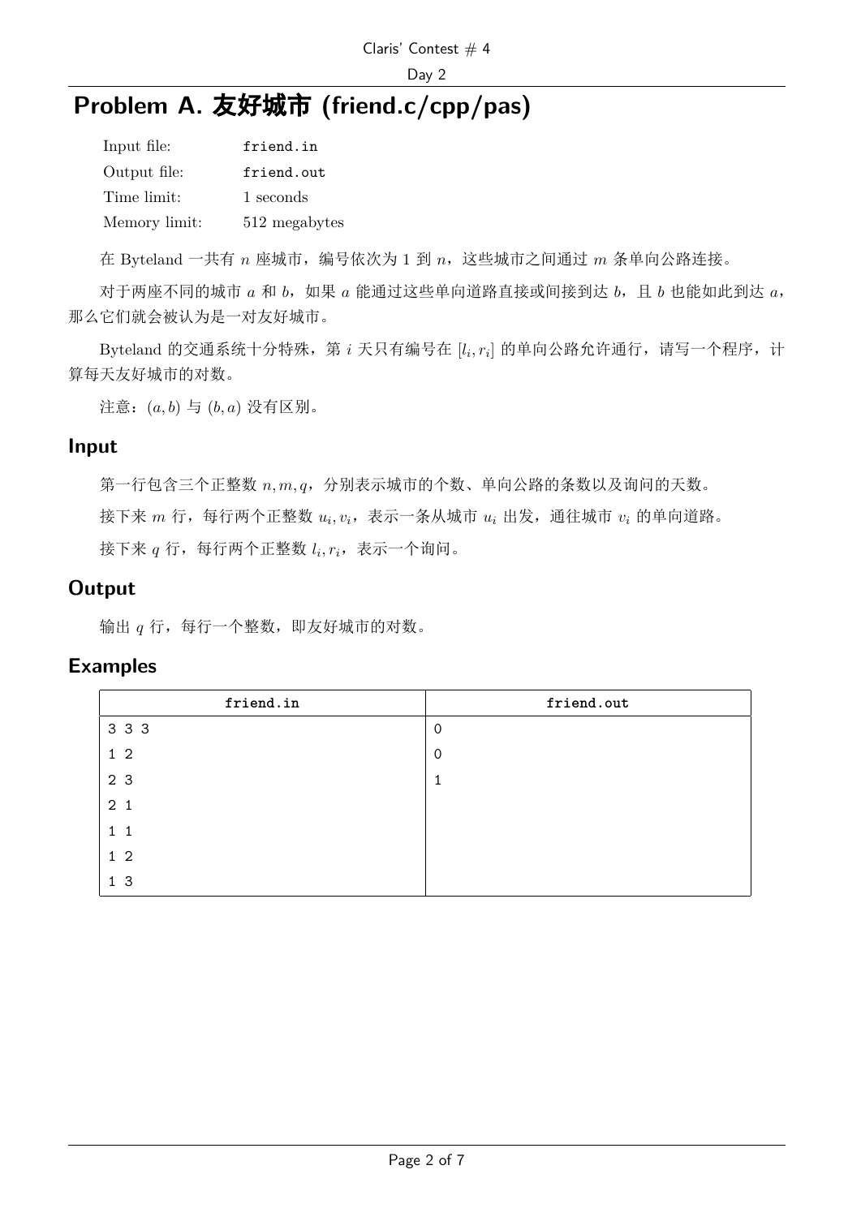# Problem A. 友好城市 (friend.c/cpp/pas)

| | |
|---|---|
| Input file: | friend.in |
| Output file: | friend.out |
| Time limit: | 1 seconds |
| Memory limit: | 512 megabytes |

在 Byteland 一共有 $n$ 座城市，编号依次为 1 到 $n$，这些城市之间通过 $m$ 条单向公路连接。

对于两座不同的城市 $a$ 和 $b$，如果 $a$ 能通过这些单向道路直接或间接到达 $b$，且 $b$ 也能如此到达 $a$，那么它们就会被认为是一对友好城市。

Byteland 的交通系统十分特殊，第 $i$ 天只有编号在 $[l_i, r_i]$ 的单向公路允许通行，请写一个程序，计算每天友好城市的对数。

注意：$(a, b)$ 与 $(b, a)$ 没有区别。

## Input

第一行包含三个正整数 $n, m, q$，分别表示城市的个数、单向公路的条数以及询问的天数。

接下来 $m$ 行，每行两个正整数 $u_i, v_i$，表示一条从城市 $u_i$ 出发，通往城市 $v_i$ 的单向道路。

接下来 $q$ 行，每行两个正整数 $l_i, r_i$，表示一个询问。

## Output

输出 $q$ 行，每行一个整数，即友好城市的对数。

## Examples

| friend.in | friend.out |
|---|---|
| 3 3 3<br>1 2<br>2 3<br>2 1<br>1 1<br>1 2<br>1 3 | 0<br>0<br>1 |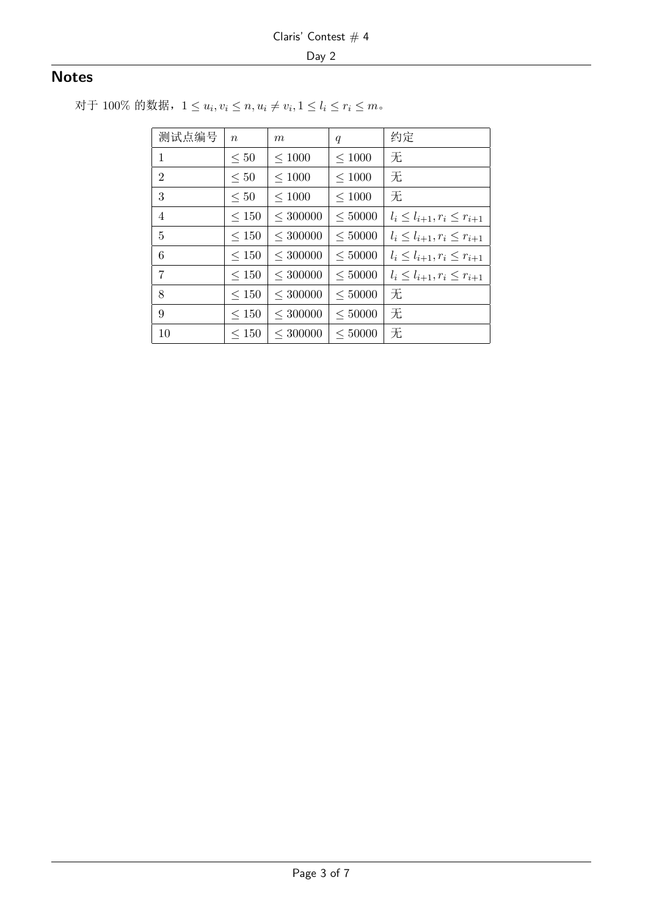## Notes

对于 100% 的数据，$1 \le u_i, v_i \le n, u_i \ne v_i, 1 \le l_i \le r_i \le m$。

| 测试点编号 | $n$ | $m$ | $q$ | 约定 |
| --- | --- | --- | --- | --- |
| 1 | $\le 50$ | $\le 1000$ | $\le 1000$ | 无 |
| 2 | $\le 50$ | $\le 1000$ | $\le 1000$ | 无 |
| 3 | $\le 50$ | $\le 1000$ | $\le 1000$ | 无 |
| 4 | $\le 150$ | $\le 300000$ | $\le 50000$ | $l_i \le l_{i+1}, r_i \le r_{i+1}$ |
| 5 | $\le 150$ | $\le 300000$ | $\le 50000$ | $l_i \le l_{i+1}, r_i \le r_{i+1}$ |
| 6 | $\le 150$ | $\le 300000$ | $\le 50000$ | $l_i \le l_{i+1}, r_i \le r_{i+1}$ |
| 7 | $\le 150$ | $\le 300000$ | $\le 50000$ | $l_i \le l_{i+1}, r_i \le r_{i+1}$ |
| 8 | $\le 150$ | $\le 300000$ | $\le 50000$ | 无 |
| 9 | $\le 150$ | $\le 300000$ | $\le 50000$ | 无 |
| 10 | $\le 150$ | $\le 300000$ | $\le 50000$ | 无 |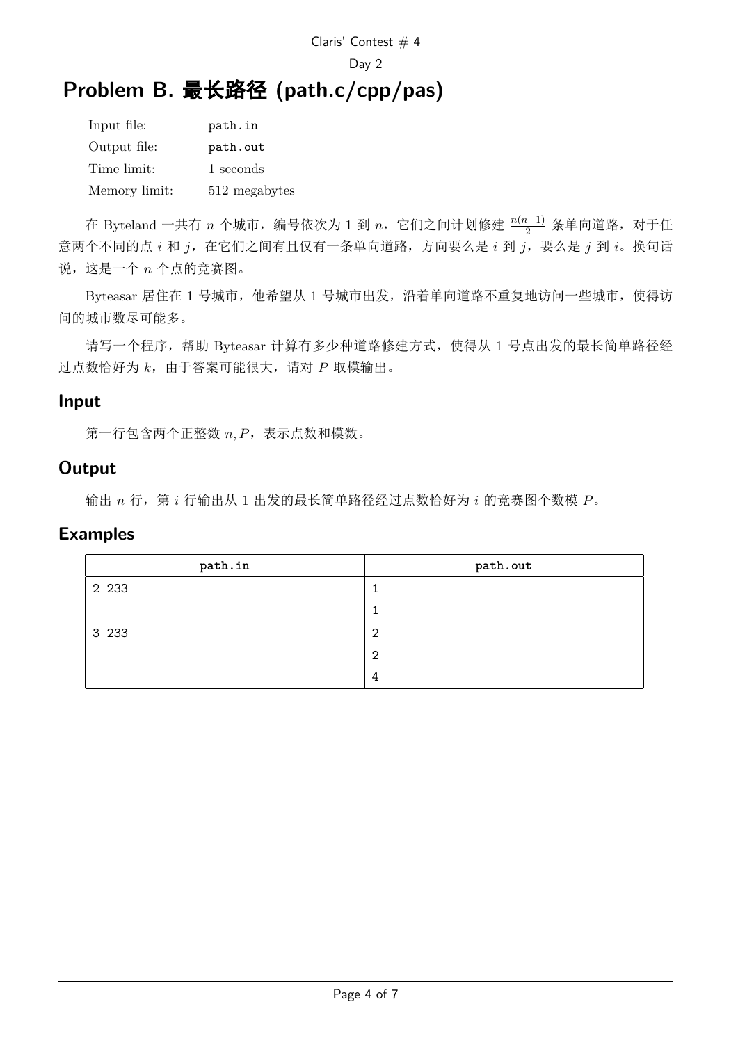# Problem B. 最长路径 (path.c/cpp/pas)

| | |
|---|---|
| Input file: | path.in |
| Output file: | path.out |
| Time limit: | 1 seconds |
| Memory limit: | 512 megabytes |

在 Byteland 一共有 $n$ 个城市，编号依次为 1 到 $n$，它们之间计划修建 $\frac{n(n-1)}{2}$ 条单向道路，对于任意两个不同的点 $i$ 和 $j$，在它们之间有且仅有一条单向道路，方向要么是 $i$ 到 $j$，要么是 $j$ 到 $i$。换句话说，这是一个 $n$ 个点的竞赛图。

Byteasar 居住在 1 号城市，他希望从 1 号城市出发，沿着单向道路不重复地访问一些城市，使得访问的城市数尽可能多。

请写一个程序，帮助 Byteasar 计算有多少种道路修建方式，使得从 1 号点出发的最长简单路径经过点数恰好为 $k$，由于答案可能很大，请对 $P$ 取模输出。

## Input

第一行包含两个正整数 $n, P$，表示点数和模数。

## Output

输出 $n$ 行，第 $i$ 行输出从 1 出发的最长简单路径经过点数恰好为 $i$ 的竞赛图个数模 $P$。

## Examples

| path.in | path.out |
|---|---|
| 2 233 | 1<br>1 |
| 3 233 | 2<br>2<br>4 |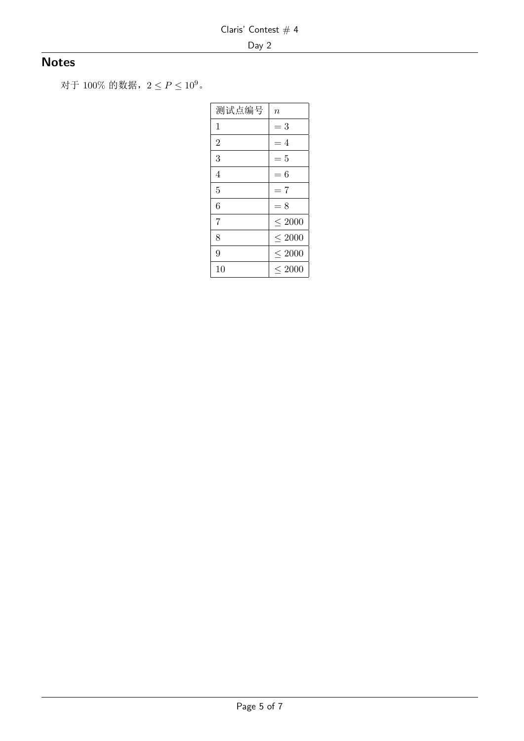## Notes

对于 100% 的数据，$2 \le P \le 10^9$。

| 测试点编号 | $n$ |
|---|---|
| 1 | $= 3$ |
| 2 | $= 4$ |
| 3 | $= 5$ |
| 4 | $= 6$ |
| 5 | $= 7$ |
| 6 | $= 8$ |
| 7 | $\le 2000$ |
| 8 | $\le 2000$ |
| 9 | $\le 2000$ |
| 10 | $\le 2000$ |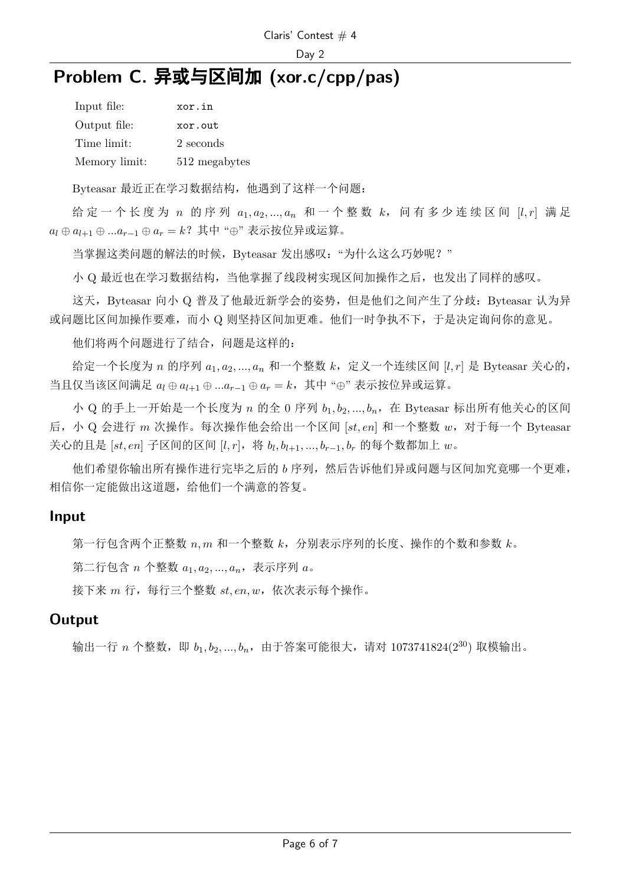# Problem C. 异或与区间加 (xor.c/cpp/pas)

| | |
|---|---|
| Input file: | xor.in |
| Output file: | xor.out |
| Time limit: | 2 seconds |
| Memory limit: | 512 megabytes |

Byteasar 最近正在学习数据结构，他遇到了这样一个问题：

给定一个长度为 $n$ 的序列 $a_1, a_2, ..., a_n$ 和一个整数 $k$，问有多少连续区间 $[l, r]$ 满足 $a_l \oplus a_{l+1} \oplus ...a_{r-1} \oplus a_r = k$？其中 "$\oplus$" 表示按位异或运算。

当掌握这类问题的解法的时候，Byteasar 发出感叹："为什么这么巧妙呢？"

小 Q 最近也在学习数据结构，当他掌握了线段树实现区间加操作之后，也发出了同样的感叹。

这天，Byteasar 向小 Q 普及了他最近新学会的姿势，但是他们之间产生了分歧：Byteasar 认为异或问题比区间加操作要难，而小 Q 则坚持区间加更难。他们一时争执不下，于是决定询问你的意见。

他们将两个问题进行了结合，问题是这样的：

给定一个长度为 $n$ 的序列 $a_1, a_2, ..., a_n$ 和一个整数 $k$，定义一个连续区间 $[l, r]$ 是 Byteasar 关心的，当且仅当该区间满足 $a_l \oplus a_{l+1} \oplus ...a_{r-1} \oplus a_r = k$，其中 "$\oplus$" 表示按位异或运算。

小 Q 的手上一开始是一个长度为 $n$ 的全 0 序列 $b_1, b_2, ..., b_n$，在 Byteasar 标出所有他关心的区间后，小 Q 会进行 $m$ 次操作。每次操作他会给出一个区间 $[st, en]$ 和一个整数 $w$，对于每一个 Byteasar 关心的且是 $[st, en]$ 子区间的区间 $[l, r]$，将 $b_l, b_{l+1}, ..., b_{r-1}, b_r$ 的每个数都加上 $w$。

他们希望你输出所有操作进行完毕之后的 $b$ 序列，然后告诉他们异或问题与区间加究竟哪一个更难，相信你一定能做出这道题，给他们一个满意的答复。

## Input

第一行包含两个正整数 $n, m$ 和一个整数 $k$，分别表示序列的长度、操作的个数和参数 $k$。

第二行包含 $n$ 个整数 $a_1, a_2, ..., a_n$，表示序列 $a$。

接下来 $m$ 行，每行三个整数 $st, en, w$，依次表示每个操作。

## Output

输出一行 $n$ 个整数，即 $b_1, b_2, ..., b_n$，由于答案可能很大，请对 1073741824($2^{30}$) 取模输出。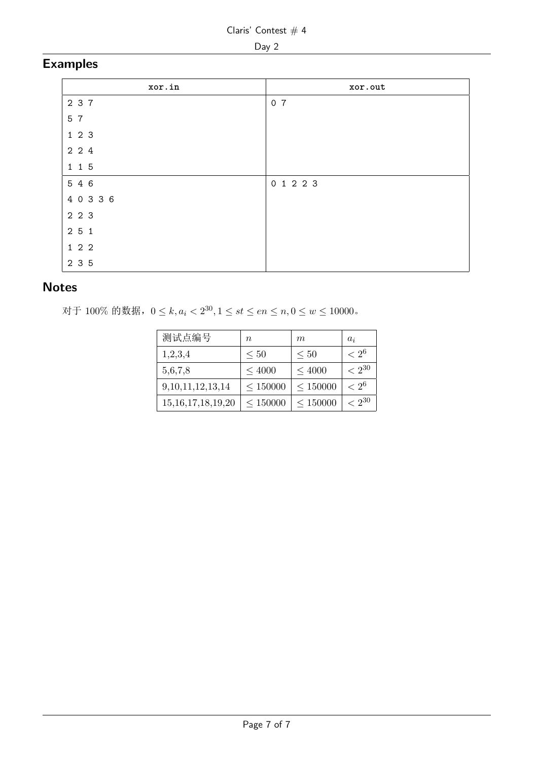## Examples

| xor.in | xor.out |
|---|---|
| 2 3 7<br>5 7<br>1 2 3<br>2 2 4<br>1 1 5 | 0 7 |
| 5 4 6<br>4 0 3 3 6<br>2 2 3<br>2 5 1<br>1 2 2<br>2 3 5 | 0 1 2 2 3 |

## Notes

对于 100% 的数据，$0 \le k, a_i < 2^{30}, 1 \le st \le en \le n, 0 \le w \le 10000$。

| 测试点编号 | $n$ | $m$ | $a_i$ |
|---|---|---|---|
| 1,2,3,4 | $\le 50$ | $\le 50$ | $< 2^6$ |
| 5,6,7,8 | $\le 4000$ | $\le 4000$ | $< 2^{30}$ |
| 9,10,11,12,13,14 | $\le 150000$ | $\le 150000$ | $< 2^6$ |
| 15,16,17,18,19,20 | $\le 150000$ | $\le 150000$ | $< 2^{30}$ |